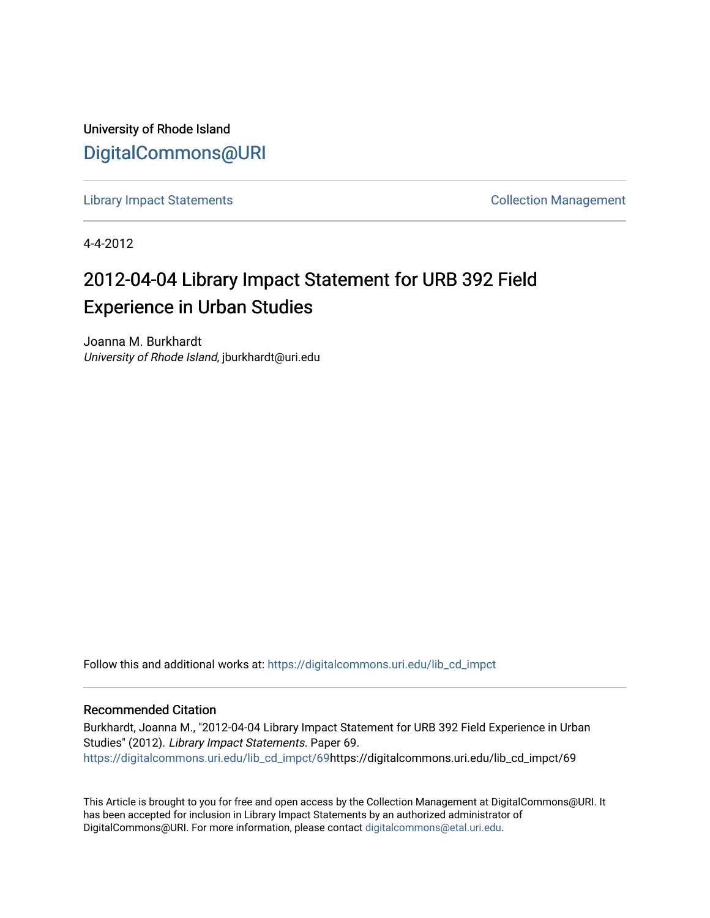University of Rhode Island

DigitalCommons@URI

Library Impact Statements | Collection Management

4-4-2012

# 2012-04-04 Library Impact Statement for URB 392 Field Experience in Urban Studies

Joanna M. Burkhardt
*University of Rhode Island*, jburkhardt@uri.edu

Follow this and additional works at: https://digitalcommons.uri.edu/lib_cd_impct

## Recommended Citation

Burkhardt, Joanna M., "2012-04-04 Library Impact Statement for URB 392 Field Experience in Urban Studies" (2012). *Library Impact Statements.* Paper 69.
https://digitalcommons.uri.edu/lib_cd_impct/69https://digitalcommons.uri.edu/lib_cd_impct/69

This Article is brought to you for free and open access by the Collection Management at DigitalCommons@URI. It has been accepted for inclusion in Library Impact Statements by an authorized administrator of DigitalCommons@URI. For more information, please contact digitalcommons@etal.uri.edu.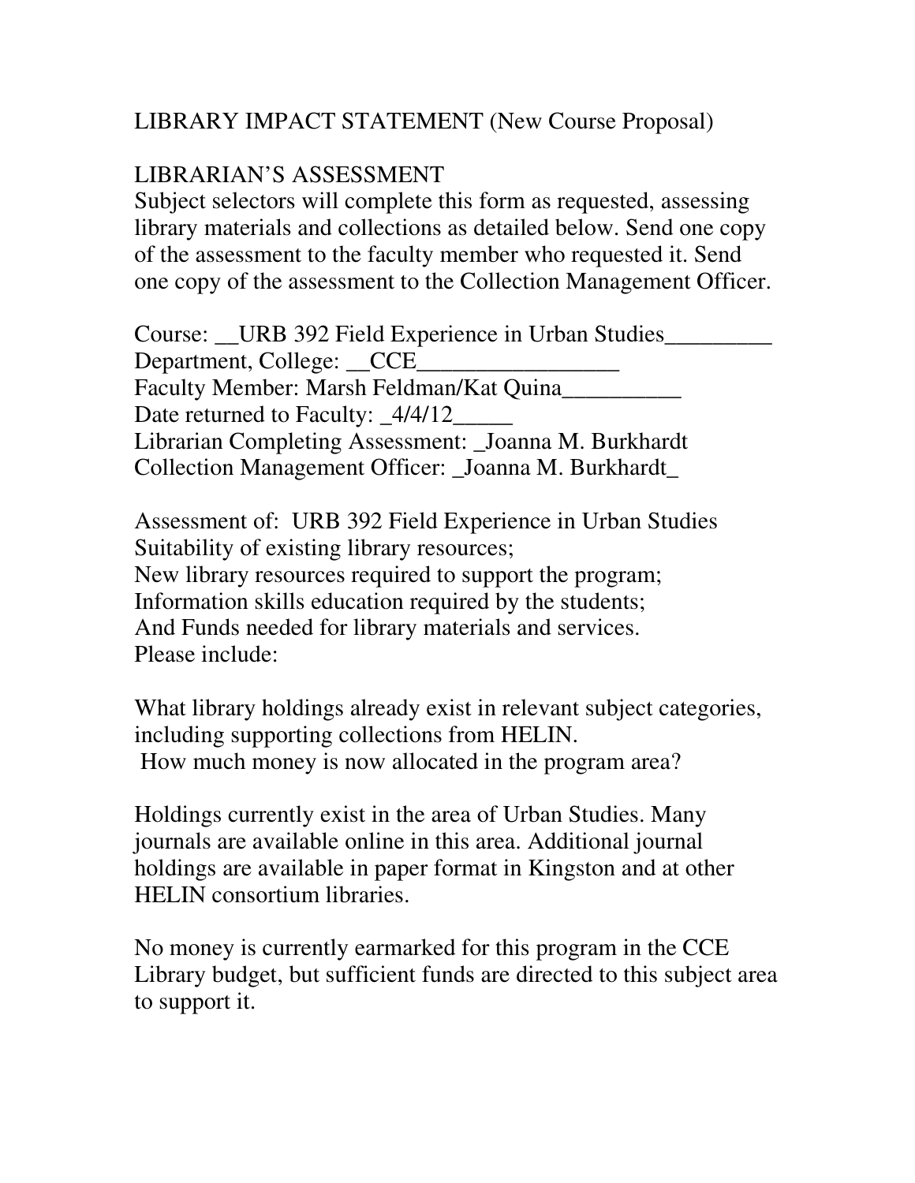LIBRARY IMPACT STATEMENT (New Course Proposal)

LIBRARIAN'S ASSESSMENT

Subject selectors will complete this form as requested, assessing library materials and collections as detailed below. Send one copy of the assessment to the faculty member who requested it. Send one copy of the assessment to the Collection Management Officer.

Course: __URB 392 Field Experience in Urban Studies_________
Department, College: __CCE_________________
Faculty Member: Marsh Feldman/Kat Quina__________
Date returned to Faculty: _4/4/12_____
Librarian Completing Assessment: _Joanna M. Burkhardt
Collection Management Officer: _Joanna M. Burkhardt_

Assessment of: URB 392 Field Experience in Urban Studies
Suitability of existing library resources;
New library resources required to support the program;
Information skills education required by the students;
And Funds needed for library materials and services.
Please include:

What library holdings already exist in relevant subject categories, including supporting collections from HELIN.
How much money is now allocated in the program area?

Holdings currently exist in the area of Urban Studies. Many journals are available online in this area. Additional journal holdings are available in paper format in Kingston and at other HELIN consortium libraries.

No money is currently earmarked for this program in the CCE Library budget, but sufficient funds are directed to this subject area to support it.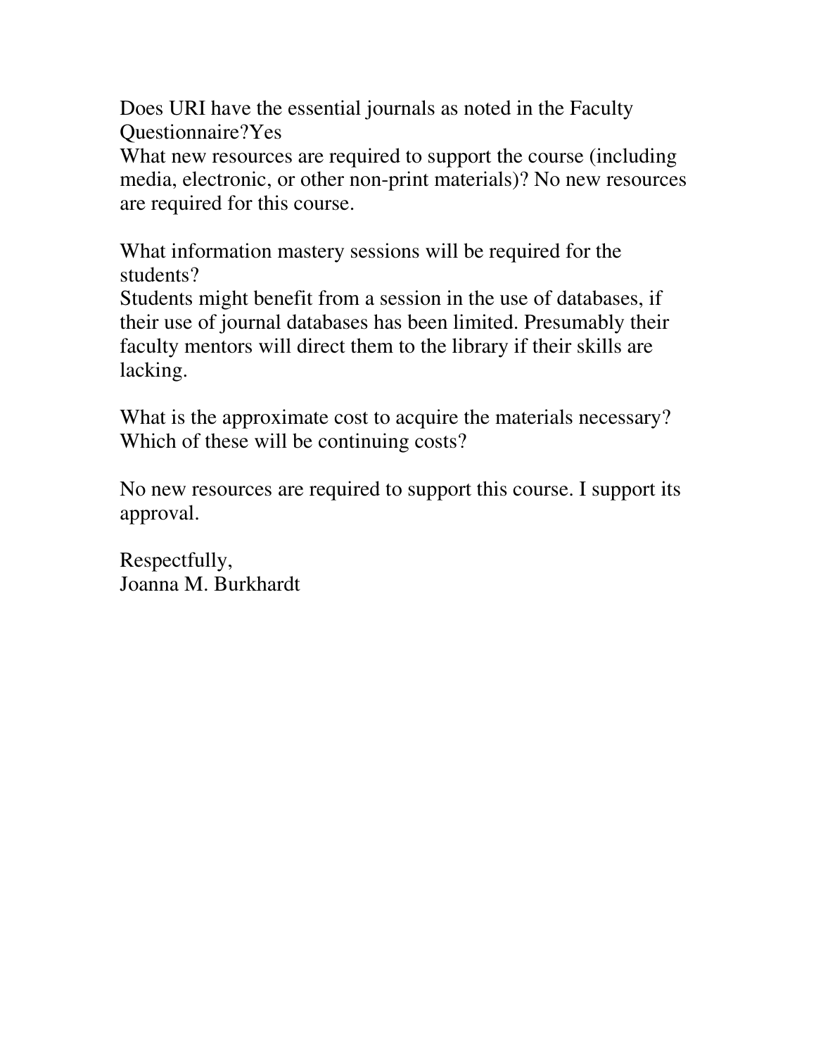Does URI have the essential journals as noted in the Faculty Questionnaire?Yes

What new resources are required to support the course (including media, electronic, or other non-print materials)? No new resources are required for this course.

What information mastery sessions will be required for the students?

Students might benefit from a session in the use of databases, if their use of journal databases has been limited. Presumably their faculty mentors will direct them to the library if their skills are lacking.

What is the approximate cost to acquire the materials necessary? Which of these will be continuing costs?

No new resources are required to support this course. I support its approval.

Respectfully,
Joanna M. Burkhardt